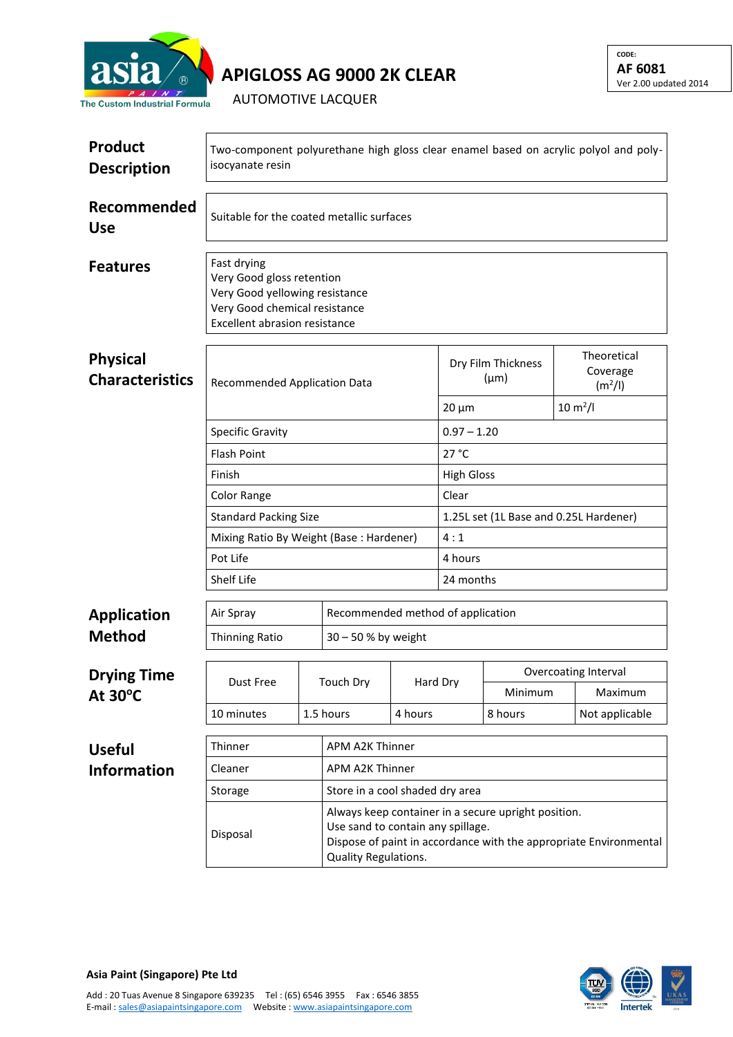asia PAINT
The Custom Industrial Formula

# APIGLOSS AG 9000 2K CLEAR

AUTOMOTIVE LACQUER

CODE:
**AF 6081**
Ver 2.00 updated 2014

## Product Description

Two-component polyurethane high gloss clear enamel based on acrylic polyol and poly-isocyanate resin

## Recommended Use

Suitable for the coated metallic surfaces

## Features

Fast drying
Very Good gloss retention
Very Good yellowing resistance
Very Good chemical resistance
Excellent abrasion resistance

## Physical Characteristics

| Recommended Application Data | Dry Film Thickness (µm) | Theoretical Coverage ($m^2/l$) |
|---|---|---|
| | 20 µm | 10 $m^2/l$ |
| Specific Gravity | 0.97 – 1.20 | |
| Flash Point | 27 °C | |
| Finish | High Gloss | |
| Color Range | Clear | |
| Standard Packing Size | 1.25L set (1L Base and 0.25L Hardener) | |
| Mixing Ratio By Weight (Base : Hardener) | 4 : 1 | |
| Pot Life | 4 hours | |
| Shelf Life | 24 months | |

## Application Method

| Air Spray | Recommended method of application |
|---|---|
| Thinning Ratio | 30 – 50 % by weight |

## Drying Time At 30°C

| Dust Free | Touch Dry | Hard Dry | Overcoating Interval | |
|---|---|---|---|---|
| | | | Minimum | Maximum |
| 10 minutes | 1.5 hours | 4 hours | 8 hours | Not applicable |

## Useful Information

| Thinner | APM A2K Thinner |
|---|---|
| Cleaner | APM A2K Thinner |
| Storage | Store in a cool shaded dry area |
| Disposal | Always keep container in a secure upright position.<br>Use sand to contain any spillage.<br>Dispose of paint in accordance with the appropriate Environmental Quality Regulations. |

**Asia Paint (Singapore) Pte Ltd**

Add : 20 Tuas Avenue 8 Singapore 639235 Tel : (65) 6546 3955 Fax : 6546 3855
E-mail : sales@asiapaintsingapore.com Website : www.asiapaintsingapore.com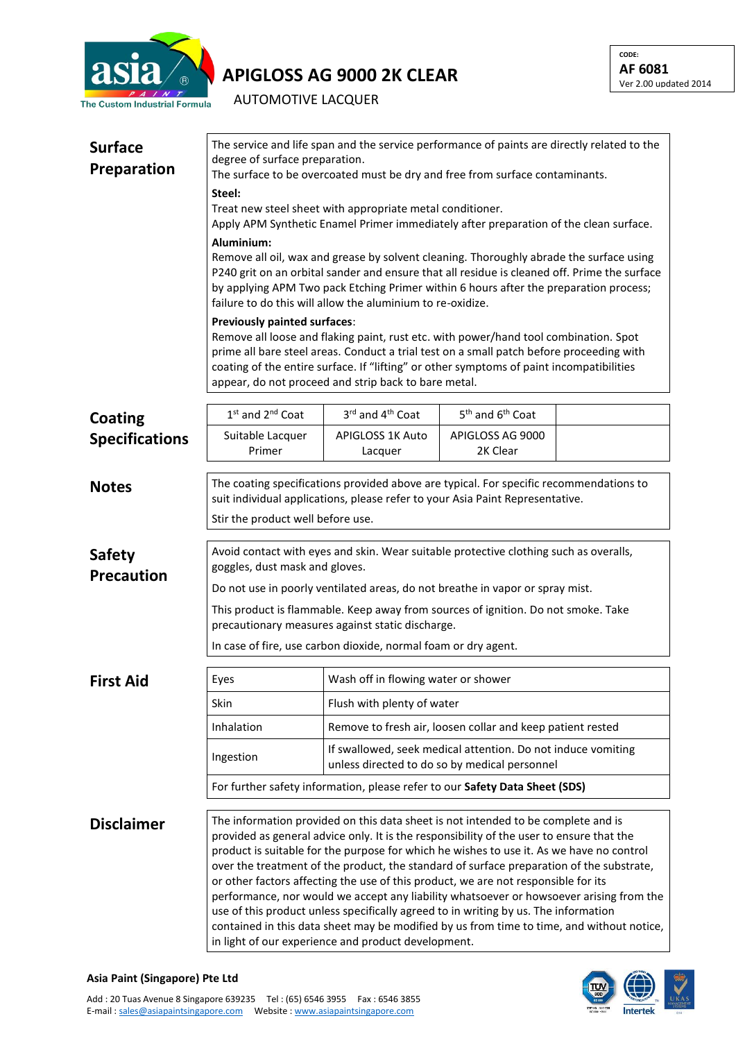# APIGLOSS AG 9000 2K CLEAR

AUTOMOTIVE LACQUER

CODE:
**AF 6081**
Ver 2.00 updated 2014

## Surface Preparation

The service and life span and the service performance of paints are directly related to the degree of surface preparation.
The surface to be overcoated must be dry and free from surface contaminants.

**Steel:**
Treat new steel sheet with appropriate metal conditioner.
Apply APM Synthetic Enamel Primer immediately after preparation of the clean surface.

**Aluminium:**
Remove all oil, wax and grease by solvent cleaning. Thoroughly abrade the surface using P240 grit on an orbital sander and ensure that all residue is cleaned off. Prime the surface by applying APM Two pack Etching Primer within 6 hours after the preparation process; failure to do this will allow the aluminium to re-oxidize.

**Previously painted surfaces**:
Remove all loose and flaking paint, rust etc. with power/hand tool combination. Spot prime all bare steel areas. Conduct a trial test on a small patch before proceeding with coating of the entire surface. If "lifting" or other symptoms of paint incompatibilities appear, do not proceed and strip back to bare metal.

## Coating Specifications

| 1st and 2nd Coat | 3rd and 4th Coat | 5th and 6th Coat | |
|---|---|---|---|
| Suitable Lacquer Primer | APIGLOSS 1K Auto Lacquer | APIGLOSS AG 9000 2K Clear | |

## Notes

The coating specifications provided above are typical. For specific recommendations to suit individual applications, please refer to your Asia Paint Representative.

Stir the product well before use.

## Safety Precaution

Avoid contact with eyes and skin. Wear suitable protective clothing such as overalls, goggles, dust mask and gloves.

Do not use in poorly ventilated areas, do not breathe in vapor or spray mist.

This product is flammable. Keep away from sources of ignition. Do not smoke. Take precautionary measures against static discharge.

In case of fire, use carbon dioxide, normal foam or dry agent.

## First Aid

| | |
|---|---|
| Eyes | Wash off in flowing water or shower |
| Skin | Flush with plenty of water |
| Inhalation | Remove to fresh air, loosen collar and keep patient rested |
| Ingestion | If swallowed, seek medical attention. Do not induce vomiting unless directed to do so by medical personnel |

For further safety information, please refer to our **Safety Data Sheet (SDS)**

## Disclaimer

The information provided on this data sheet is not intended to be complete and is provided as general advice only. It is the responsibility of the user to ensure that the product is suitable for the purpose for which he wishes to use it. As we have no control over the treatment of the product, the standard of surface preparation of the substrate, or other factors affecting the use of this product, we are not responsible for its performance, nor would we accept any liability whatsoever or howsoever arising from the use of this product unless specifically agreed to in writing by us. The information contained in this data sheet may be modified by us from time to time, and without notice, in light of our experience and product development.

**Asia Paint (Singapore) Pte Ltd**

Add : 20 Tuas Avenue 8 Singapore 639235 Tel : (65) 6546 3955 Fax : 6546 3855
E-mail : sales@asiapaintsingapore.com Website : www.asiapaintsingapore.com